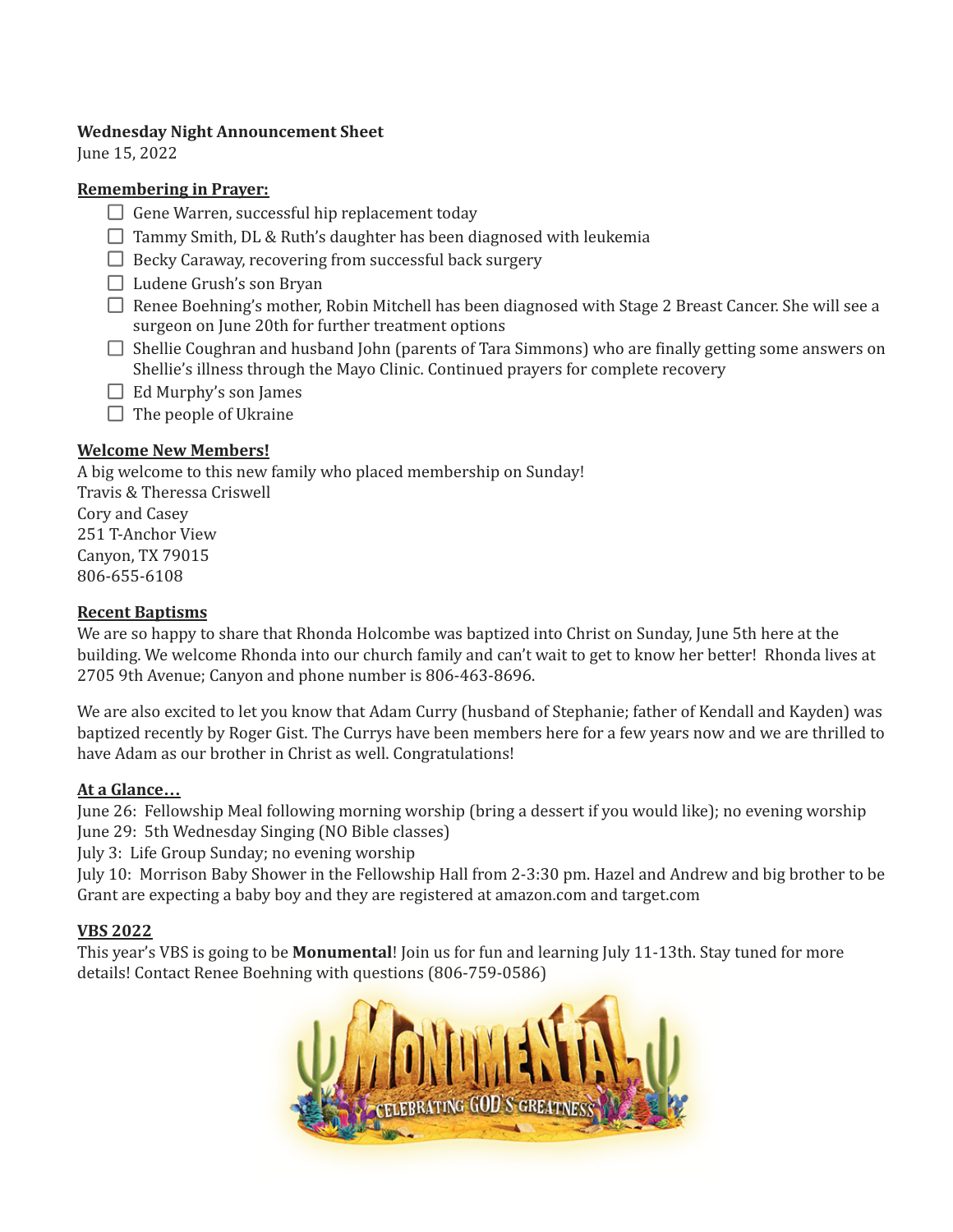**Wednesday Night Announcement Sheet**
June 15, 2022

**Remembering in Prayer:**

- [ ] Gene Warren, successful hip replacement today
- [ ] Tammy Smith, DL & Ruth's daughter has been diagnosed with leukemia
- [ ] Becky Caraway, recovering from successful back surgery
- [ ] Ludene Grush's son Bryan
- [ ] Renee Boehning's mother, Robin Mitchell has been diagnosed with Stage 2 Breast Cancer. She will see a surgeon on June 20th for further treatment options
- [ ] Shellie Coughran and husband John (parents of Tara Simmons) who are finally getting some answers on Shellie's illness through the Mayo Clinic. Continued prayers for complete recovery
- [ ] Ed Murphy's son James
- [ ] The people of Ukraine

**Welcome New Members!**

A big welcome to this new family who placed membership on Sunday!
Travis & Theressa Criswell
Cory and Casey
251 T-Anchor View
Canyon, TX 79015
806-655-6108

**Recent Baptisms**

We are so happy to share that Rhonda Holcombe was baptized into Christ on Sunday, June 5th here at the building. We welcome Rhonda into our church family and can't wait to get to know her better! Rhonda lives at 2705 9th Avenue; Canyon and phone number is 806-463-8696.

We are also excited to let you know that Adam Curry (husband of Stephanie; father of Kendall and Kayden) was baptized recently by Roger Gist. The Currys have been members here for a few years now and we are thrilled to have Adam as our brother in Christ as well. Congratulations!

**At a Glance…**

June 26: Fellowship Meal following morning worship (bring a dessert if you would like); no evening worship
June 29: 5th Wednesday Singing (NO Bible classes)
July 3: Life Group Sunday; no evening worship
July 10: Morrison Baby Shower in the Fellowship Hall from 2-3:30 pm. Hazel and Andrew and big brother to be Grant are expecting a baby boy and they are registered at amazon.com and target.com

**VBS 2022**

This year's VBS is going to be **Monumental**! Join us for fun and learning July 11-13th. Stay tuned for more details! Contact Renee Boehning with questions (806-759-0586)

MONUMENTAL
CELEBRATING GOD'S GREATNESS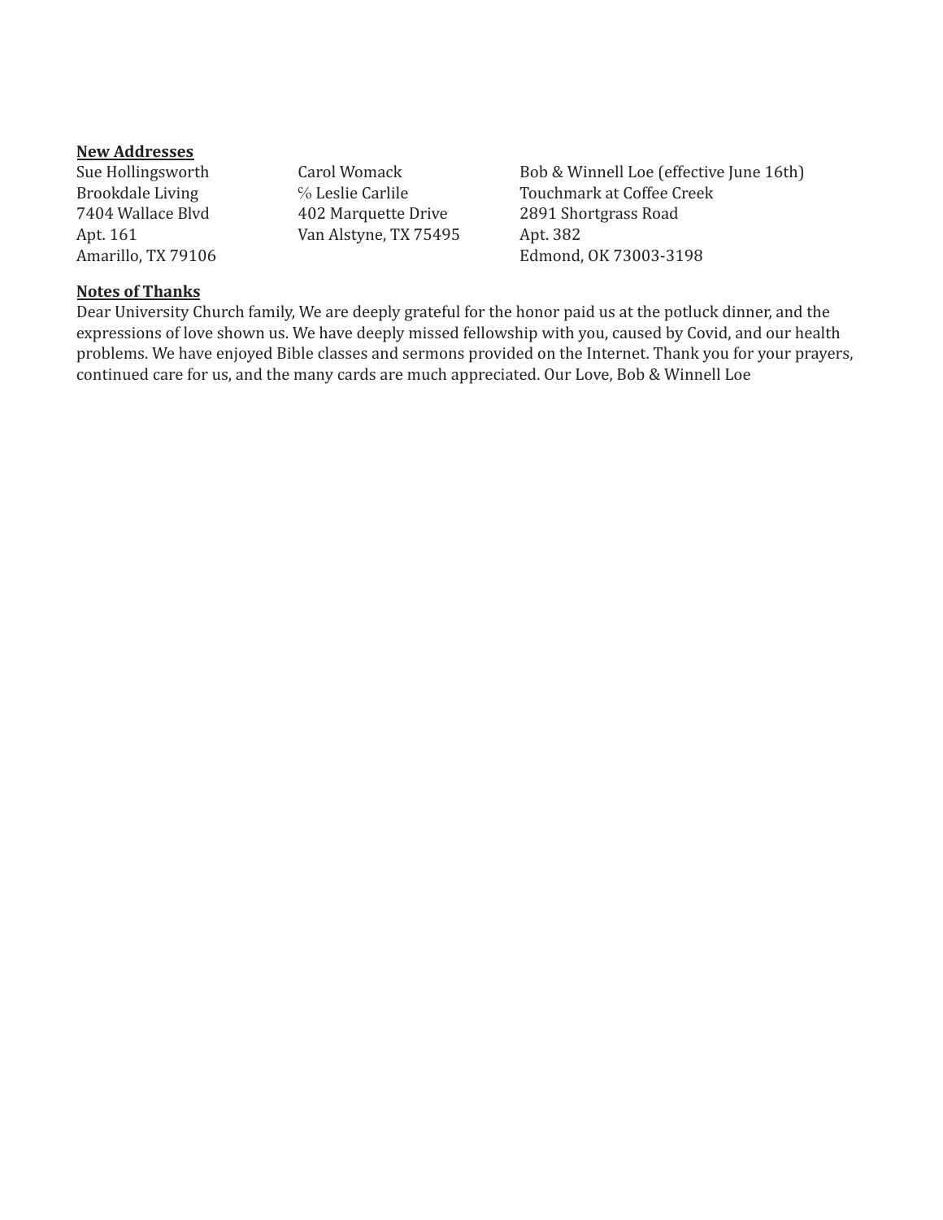**New Addresses**

Sue Hollingsworth
Brookdale Living
7404 Wallace Blvd
Apt. 161
Amarillo, TX 79106

Carol Womack
℅ Leslie Carlile
402 Marquette Drive
Van Alstyne, TX 75495

Bob & Winnell Loe (effective June 16th)
Touchmark at Coffee Creek
2891 Shortgrass Road
Apt. 382
Edmond, OK 73003-3198

**Notes of Thanks**

Dear University Church family, We are deeply grateful for the honor paid us at the potluck dinner, and the expressions of love shown us. We have deeply missed fellowship with you, caused by Covid, and our health problems. We have enjoyed Bible classes and sermons provided on the Internet. Thank you for your prayers, continued care for us, and the many cards are much appreciated. Our Love, Bob & Winnell Loe